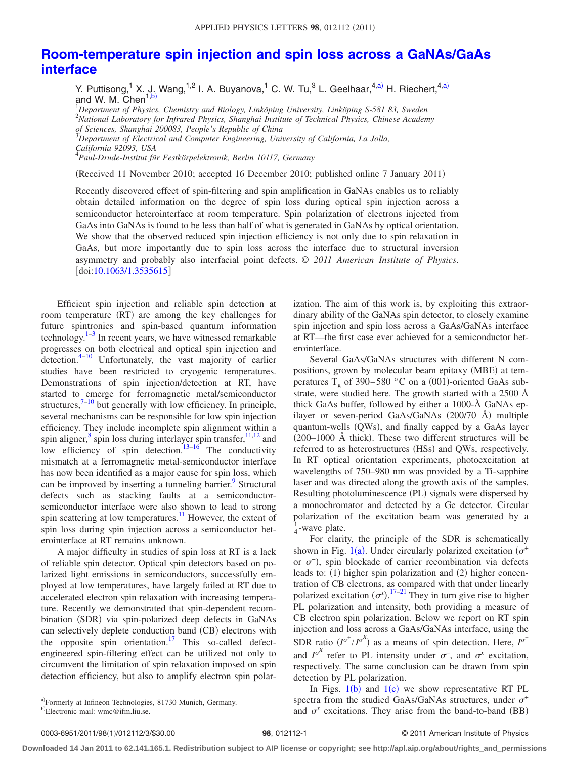# Room-temperature spin injection and spin loss across a GaNAs/GaAs interface

Y. Puttisong,[1] X. J. Wang,[1,2] I. A. Buyanova,[1] C. W. Tu,[3] L. Geelhaar,[4,a)] H. Riechert,[4,a)] and W. M. Chen[1,b)]

[1]*Department of Physics, Chemistry and Biology, Linköping University, Linköping S-581 83, Sweden*
[2]*National Laboratory for Infrared Physics, Shanghai Institute of Technical Physics, Chinese Academy of Sciences, Shanghai 200083, People's Republic of China*
[3]*Department of Electrical and Computer Engineering, University of California, La Jolla, California 92093, USA*
[4]*Paul-Drude-Institut für Festkörperelektronik, Berlin 10117, Germany*

(Received 11 November 2010; accepted 16 December 2010; published online 7 January 2011)

Recently discovered effect of spin-filtering and spin amplification in GaNAs enables us to reliably obtain detailed information on the degree of spin loss during optical spin injection across a semiconductor heterointerface at room temperature. Spin polarization of electrons injected from GaAs into GaNAs is found to be less than half of what is generated in GaNAs by optical orientation. We show that the observed reduced spin injection efficiency is not only due to spin relaxation in GaAs, but more importantly due to spin loss across the interface due to structural inversion asymmetry and probably also interfacial point defects. © *2011 American Institute of Physics*. [doi:10.1063/1.3535615]

Efficient spin injection and reliable spin detection at room temperature (RT) are among the key challenges for future spintronics and spin-based quantum information technology.[1–3] In recent years, we have witnessed remarkable progresses on both electrical and optical spin injection and detection.[4–10] Unfortunately, the vast majority of earlier studies have been restricted to cryogenic temperatures. Demonstrations of spin injection/detection at RT, have started to emerge for ferromagnetic metal/semiconductor structures,[7–10] but generally with low efficiency. In principle, several mechanisms can be responsible for low spin injection efficiency. They include incomplete spin alignment within a spin aligner,[8] spin loss during interlayer spin transfer,[11,12] and low efficiency of spin detection.[13–16] The conductivity mismatch at a ferromagnetic metal-semiconductor interface has now been identified as a major cause for spin loss, which can be improved by inserting a tunneling barrier.[9] Structural defects such as stacking faults at a semiconductor-semiconductor interface were also shown to lead to strong spin scattering at low temperatures.[11] However, the extent of spin loss during spin injection across a semiconductor heterointerface at RT remains unknown.

A major difficulty in studies of spin loss at RT is a lack of reliable spin detector. Optical spin detectors based on polarized light emissions in semiconductors, successfully employed at low temperatures, have largely failed at RT due to accelerated electron spin relaxation with increasing temperature. Recently we demonstrated that spin-dependent recombination (SDR) via spin-polarized deep defects in GaNAs can selectively deplete conduction band (CB) electrons with the opposite spin orientation.[17] This so-called defect-engineered spin-filtering effect can be utilized not only to circumvent the limitation of spin relaxation imposed on spin detection efficiency, but also to amplify electron spin polarization. The aim of this work is, by exploiting this extraordinary ability of the GaNAs spin detector, to closely examine spin injection and spin loss across a GaAs/GaNAs interface at RT—the first case ever achieved for a semiconductor heterointerface.

Several GaAs/GaNAs structures with different N compositions, grown by molecular beam epitaxy (MBE) at temperatures $T_g$ of 390–580 °C on a (001)-oriented GaAs substrate, were studied here. The growth started with a 2500 Å thick GaAs buffer, followed by either a 1000-Å GaNAs epilayer or seven-period GaAs/GaNAs (200/70 Å) multiple quantum-wells (QWs), and finally capped by a GaAs layer (200–1000 Å thick). These two different structures will be referred to as heterostructures (HSs) and QWs, respectively. In RT optical orientation experiments, photoexcitation at wavelengths of 750–980 nm was provided by a Ti-sapphire laser and was directed along the growth axis of the samples. Resulting photoluminescence (PL) signals were dispersed by a monochromator and detected by a Ge detector. Circular polarization of the excitation beam was generated by a $\frac{1}{4}$-wave plate.

For clarity, the principle of the SDR is schematically shown in Fig. 1(a). Under circularly polarized excitation ($\sigma^+$ or $\sigma^-$), spin blockade of carrier recombination via defects leads to: (1) higher spin polarization and (2) higher concentration of CB electrons, as compared with that under linearly polarized excitation ($\sigma^x$).[17–21] They in turn give rise to higher PL polarization and intensity, both providing a measure of CB electron spin polarization. Below we report on RT spin injection and loss across a GaAs/GaNAs interface, using the SDR ratio ($I^{\sigma^+}/I^{\sigma^X}$) as a means of spin detection. Here, $I^{\sigma^+}$ and $I^{\sigma^X}$ refer to PL intensity under $\sigma^+$, and $\sigma^x$ excitation, respectively. The same conclusion can be drawn from spin detection by PL polarization.

In Figs. 1(b) and 1(c) we show representative RT PL spectra from the studied GaAs/GaNAs structures, under $\sigma^+$ and $\sigma^x$ excitations. They arise from the band-to-band (BB)

a)Formerly at Infineon Technologies, 81730 Munich, Germany.
b)Electronic mail: wmc@ifm.liu.se.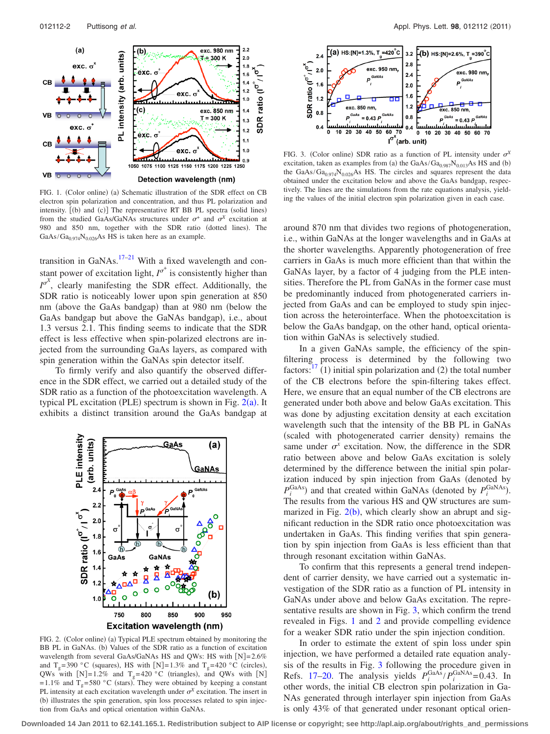FIG. 1. (Color online) (a) Schematic illustration of the SDR effect on CB electron spin polarization and concentration, and thus PL polarization and intensity. [(b) and (c)] The representative RT BB PL spectra (solid lines) from the studied GaAs/GaNAs structures under $\sigma^+$ and $\sigma^x$ excitation at 980 and 850 nm, together with the SDR ratio (dotted lines). The $GaAs/Ga_{0.974}N_{0.026}As$ HS is taken here as an example.

transition in GaNAs.[17–21] With a fixed wavelength and constant power of excitation light, $I^{\sigma^+}$ is consistently higher than $I^{\sigma^x}$, clearly manifesting the SDR effect. Additionally, the SDR ratio is noticeably lower upon spin generation at 850 nm (above the GaAs bandgap) than at 980 nm (below the GaAs bandgap but above the GaNAs bandgap), i.e., about 1.3 versus 2.1. This finding seems to indicate that the SDR effect is less effective when spin-polarized electrons are injected from the surrounding GaAs layers, as compared with spin generation within the GaNAs spin detector itself.

To firmly verify and also quantify the observed difference in the SDR effect, we carried out a detailed study of the SDR ratio as a function of the photoexcitation wavelength. A typical PL excitation (PLE) spectrum is shown in Fig. 2(a). It exhibits a distinct transition around the GaAs bandgap at

FIG. 2. (Color online) (a) Typical PLE spectrum obtained by monitoring the BB PL in GaNAs. (b) Values of the SDR ratio as a function of excitation wavelength from several GaAs/GaNAs HS and QWs: HS with [N]=2.6% and $T_g$=390 °C (squares), HS with [N]=1.3% and $T_g$=420 °C (circles), QWs with [N]=1.2% and $T_g$=420 °C (triangles), and QWs with [N] =1.1% and $T_g$=580 °C (stars). They were obtained by keeping a constant PL intensity at each excitation wavelength under $\sigma^x$ excitation. The insert in (b) illustrates the spin generation, spin loss processes related to spin injection from GaAs and optical orientation within GaNAs.

FIG. 3. (Color online) SDR ratio as a function of PL intensity under $\sigma^x$ excitation, taken as examples from (a) the $GaAs/Ga_{0.987}N_{0.013}As$ HS and (b) the $GaAs/Ga_{0.974}N_{0.026}As$ HS. The circles and squares represent the data obtained under the excitation below and above the GaAs bandgap, respectively. The lines are the simulations from the rate equations analysis, yielding the values of the initial electron spin polarization given in each case.

around 870 nm that divides two regions of photogeneration, i.e., within GaNAs at the longer wavelengths and in GaAs at the shorter wavelengths. Apparently photogeneration of free carriers in GaAs is much more efficient than that within the GaNAs layer, by a factor of 4 judging from the PLE intensities. Therefore the PL from GaNAs in the former case must be predominantly induced from photogenerated carriers injected from GaAs and can be employed to study spin injection across the heterointerface. When the photoexcitation is below the GaAs bandgap, on the other hand, optical orientation within GaNAs is selectively studied.

In a given GaNAs sample, the efficiency of the spin-filtering process is determined by the following two factors:[17] (1) initial spin polarization and (2) the total number of the CB electrons before the spin-filtering takes effect. Here, we ensure that an equal number of the CB electrons are generated under both above and below GaAs excitation. This was done by adjusting excitation density at each excitation wavelength such that the intensity of the BB PL in GaNAs (scaled with photogenerated carrier density) remains the same under $\sigma^x$ excitation. Now, the difference in the SDR ratio between above and below GaAs excitation is solely determined by the difference between the initial spin polarization induced by spin injection from GaAs (denoted by $P_i^{GaAs}$) and that created within GaNAs (denoted by $P_i^{GaNAs}$). The results from the various HS and QW structures are summarized in Fig. 2(b), which clearly show an abrupt and significant reduction in the SDR ratio once photoexcitation was undertaken in GaAs. This finding verifies that spin generation by spin injection from GaAs is less efficient than that through resonant excitation within GaNAs.

To confirm that this represents a general trend independent of carrier density, we have carried out a systematic investigation of the SDR ratio as a function of PL intensity in GaNAs under above and below GaAs excitation. The representative results are shown in Fig. 3, which confirm the trend revealed in Figs. 1 and 2 and provide compelling evidence for a weaker SDR ratio under the spin injection condition.

In order to estimate the extent of spin loss under spin injection, we have performed a detailed rate equation analysis of the results in Fig. 3 following the procedure given in Refs. 17–20. The analysis yields $P_i^{GaAs}/P_i^{GaNAs}$=0.43. In other words, the initial CB electron spin polarization in GaNAs generated through interlayer spin injection from GaAs is only 43% of that generated under resonant optical orien-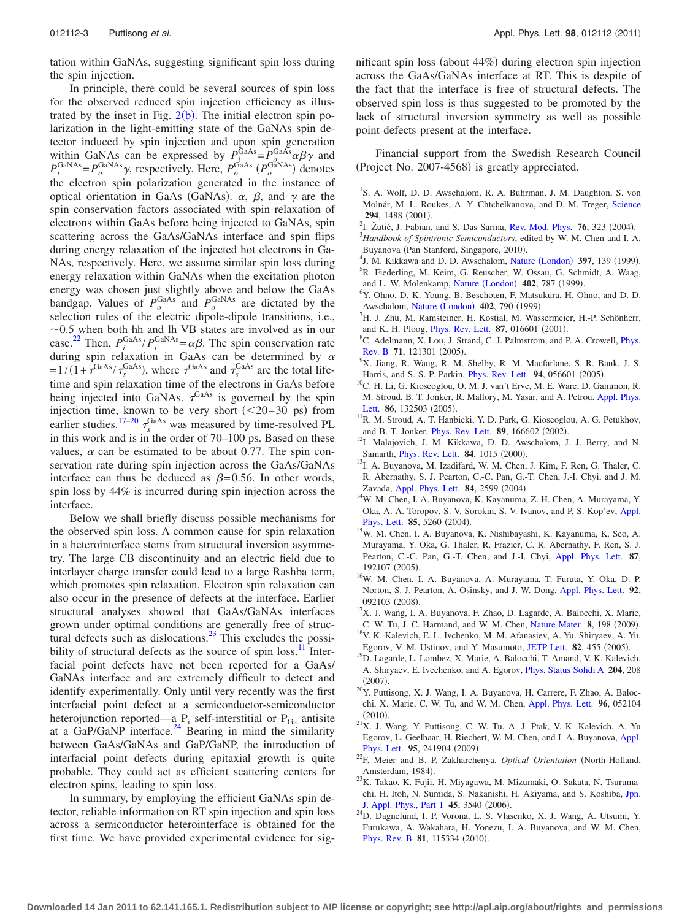tation within GaNAs, suggesting significant spin loss during the spin injection.

In principle, there could be several sources of spin loss for the observed reduced spin injection efficiency as illustrated by the inset in Fig. 2(b). The initial electron spin polarization in the light-emitting state of the GaNAs spin detector induced by spin injection and upon spin generation within GaNAs can be expressed by $P_i^{\mathrm{GaAs}} = P_o^{\mathrm{GaAs}} \alpha\beta\gamma$ and $P_i^{\mathrm{GaNAs}} = P_o^{\mathrm{GaNAs}} \gamma$, respectively. Here, $P_o^{\mathrm{GaAs}}$ ($P_o^{\mathrm{GaNAs}}$) denotes the electron spin polarization generated in the instance of optical orientation in GaAs (GaNAs). $\alpha$, $\beta$, and $\gamma$ are the spin conservation factors associated with spin relaxation of electrons within GaAs before being injected to GaNAs, spin scattering across the GaAs/GaNAs interface and spin flips during energy relaxation of the injected hot electrons in GaNAs, respectively. Here, we assume similar spin loss during energy relaxation within GaNAs when the excitation photon energy was chosen just slightly above and below the GaAs bandgap. Values of $P_o^{\mathrm{GaAs}}$ and $P_o^{\mathrm{GaNAs}}$ are dictated by the selection rules of the electric dipole-dipole transitions, i.e., $\sim 0.5$ when both hh and lh VB states are involved as in our case.[22] Then, $P_i^{\mathrm{GaAs}} / P_i^{\mathrm{GaNAs}} = \alpha\beta$. The spin conservation rate during spin relaxation in GaAs can be determined by $\alpha = 1/(1+\tau^{\mathrm{GaAs}}/\tau_s^{\mathrm{GaAs}})$, where $\tau^{\mathrm{GaAs}}$ and $\tau_s^{\mathrm{GaAs}}$ are the total lifetime and spin relaxation time of the electrons in GaAs before being injected into GaNAs. $\tau^{\mathrm{GaAs}}$ is governed by the spin injection time, known to be very short ($<20$–$30$ ps) from earlier studies.[17–20] $\tau_s^{\mathrm{GaAs}}$ was measured by time-resolved PL in this work and is in the order of 70–100 ps. Based on these values, $\alpha$ can be estimated to be about 0.77. The spin conservation rate during spin injection across the GaAs/GaNAs interface can thus be deduced as $\beta = 0.56$. In other words, spin loss by 44% is incurred during spin injection across the interface.

Below we shall briefly discuss possible mechanisms for the observed spin loss. A common cause for spin relaxation in a heterointerface stems from structural inversion asymmetry. The large CB discontinuity and an electric field due to interlayer charge transfer could lead to a large Rashba term, which promotes spin relaxation. Electron spin relaxation can also occur in the presence of defects at the interface. Earlier structural analyses showed that GaAs/GaNAs interfaces grown under optimal conditions are generally free of structural defects such as dislocations.[23] This excludes the possibility of structural defects as the source of spin loss.[11] Interfacial point defects have not been reported for a GaAs/GaNAs interface and are extremely difficult to detect and identify experimentally. Only until very recently was the first interfacial point defect at a semiconductor-semiconductor heterojunction reported—a $P_i$ self-interstitial or $P_{Ga}$ antisite at a GaP/GaNP interface.[24] Bearing in mind the similarity between GaAs/GaNAs and GaP/GaNP, the introduction of interfacial point defects during epitaxial growth is quite probable. They could act as efficient scattering centers for electron spins, leading to spin loss.

In summary, by employing the efficient GaNAs spin detector, reliable information on RT spin injection and spin loss across a semiconductor heterointerface is obtained for the first time. We have provided experimental evidence for significant spin loss (about 44%) during electron spin injection across the GaAs/GaNAs interface at RT. This is despite of the fact that the interface is free of structural defects. The observed spin loss is thus suggested to be promoted by the lack of structural inversion symmetry as well as possible point defects present at the interface.

Financial support from the Swedish Research Council (Project No. 2007-4568) is greatly appreciated.

[1] S. A. Wolf, D. D. Awschalom, R. A. Buhrman, J. M. Daughton, S. von Molnár, M. L. Roukes, A. Y. Chtchelkanova, and D. M. Treger, Science **294**, 1488 (2001).
[2] I. Žutić, J. Fabian, and S. Das Sarma, Rev. Mod. Phys. **76**, 323 (2004).
[3] *Handbook of Spintronic Semiconductors*, edited by W. M. Chen and I. A. Buyanova (Pan Stanford, Singapore, 2010).
[4] J. M. Kikkawa and D. D. Awschalom, Nature (London) **397**, 139 (1999).
[5] R. Fiederling, M. Keim, G. Reuscher, W. Ossau, G. Schmidt, A. Waag, and L. W. Molenkamp, Nature (London) **402**, 787 (1999).
[6] Y. Ohno, D. K. Young, B. Beschoten, F. Matsukura, H. Ohno, and D. D. Awschalom, Nature (London) **402**, 790 (1999).
[7] H. J. Zhu, M. Ramsteiner, H. Kostial, M. Wassermeier, H.-P. Schönherr, and K. H. Ploog, Phys. Rev. Lett. **87**, 016601 (2001).
[8] C. Adelmann, X. Lou, J. Strand, C. J. Palmstrom, and P. A. Crowell, Phys. Rev. B **71**, 121301 (2005).
[9] X. Jiang, R. Wang, R. M. Shelby, R. M. Macfarlane, S. R. Bank, J. S. Harris, and S. S. P. Parkin, Phys. Rev. Lett. **94**, 056601 (2005).
[10] C. H. Li, G. Kioseoglou, O. M. J. van't Erve, M. E. Ware, D. Gammon, R. M. Stroud, B. T. Jonker, R. Mallory, M. Yasar, and A. Petrou, Appl. Phys. Lett. **86**, 132503 (2005).
[11] R. M. Stroud, A. T. Hanbicki, Y. D. Park, G. Kioseoglou, A. G. Petukhov, and B. T. Jonker, Phys. Rev. Lett. **89**, 166602 (2002).
[12] I. Malajovich, J. M. Kikkawa, D. D. Awschalom, J. J. Berry, and N. Samarth, Phys. Rev. Lett. **84**, 1015 (2000).
[13] I. A. Buyanova, M. Izadifard, W. M. Chen, J. Kim, F. Ren, G. Thaler, C. R. Abernathy, S. J. Pearton, C.-C. Pan, G.-T. Chen, J.-I. Chyi, and J. M. Zavada, Appl. Phys. Lett. **84**, 2599 (2004).
[14] W. M. Chen, I. A. Buyanova, K. Kayanuma, Z. H. Chen, A. Murayama, Y. Oka, A. A. Toropov, S. V. Sorokin, S. V. Ivanov, and P. S. Kop'ev, Appl. Phys. Lett. **85**, 5260 (2004).
[15] W. M. Chen, I. A. Buyanova, K. Nishibayashi, K. Kayanuma, K. Seo, A. Murayama, Y. Oka, G. Thaler, R. Frazier, C. R. Abernathy, F. Ren, S. J. Pearton, C.-C. Pan, G.-T. Chen, and J.-I. Chyi, Appl. Phys. Lett. **87**, 192107 (2005).
[16] W. M. Chen, I. A. Buyanova, A. Murayama, T. Furuta, Y. Oka, D. P. Norton, S. J. Pearton, A. Osinsky, and J. W. Dong, Appl. Phys. Lett. **92**, 092103 (2008).
[17] X. J. Wang, I. A. Buyanova, F. Zhao, D. Lagarde, A. Balocchi, X. Marie, C. W. Tu, J. C. Harmand, and W. M. Chen, Nature Mater. **8**, 198 (2009).
[18] V. K. Kalevich, E. L. Ivchenko, M. M. Afanasiev, A. Yu. Shiryaev, A. Yu. Egorov, V. M. Ustinov, and Y. Masumoto, JETP Lett. **82**, 455 (2005).
[19] D. Lagarde, L. Lombez, X. Marie, A. Balocchi, T. Amand, V. K. Kalevich, A. Shiryaev, E. Ivechenko, and A. Egorov, Phys. Status Solidi A **204**, 208 (2007).
[20] Y. Puttisong, X. J. Wang, I. A. Buyanova, H. Carrere, F. Zhao, A. Balocchi, X. Marie, C. W. Tu, and W. M. Chen, Appl. Phys. Lett. **96**, 052104 (2010).
[21] X. J. Wang, Y. Puttisong, C. W. Tu, A. J. Ptak, V. K. Kalevich, A. Yu Egorov, L. Geelhaar, H. Riechert, W. M. Chen, and I. A. Buyanova, Appl. Phys. Lett. **95**, 241904 (2009).
[22] F. Meier and B. P. Zakharchenya, *Optical Orientation* (North-Holland, Amsterdam, 1984).
[23] K. Takao, K. Fujii, H. Miyagawa, M. Mizumaki, O. Sakata, N. Tsurumachi, H. Itoh, N. Sumida, S. Nakanishi, H. Akiyama, and S. Koshiba, Jpn. J. Appl. Phys., Part 1 **45**, 3540 (2006).
[24] D. Dagnelund, I. P. Vorona, L. S. Vlasenko, X. J. Wang, A. Utsumi, Y. Furukawa, A. Wakahara, H. Yonezu, I. A. Buyanova, and W. M. Chen, Phys. Rev. B **81**, 115334 (2010).